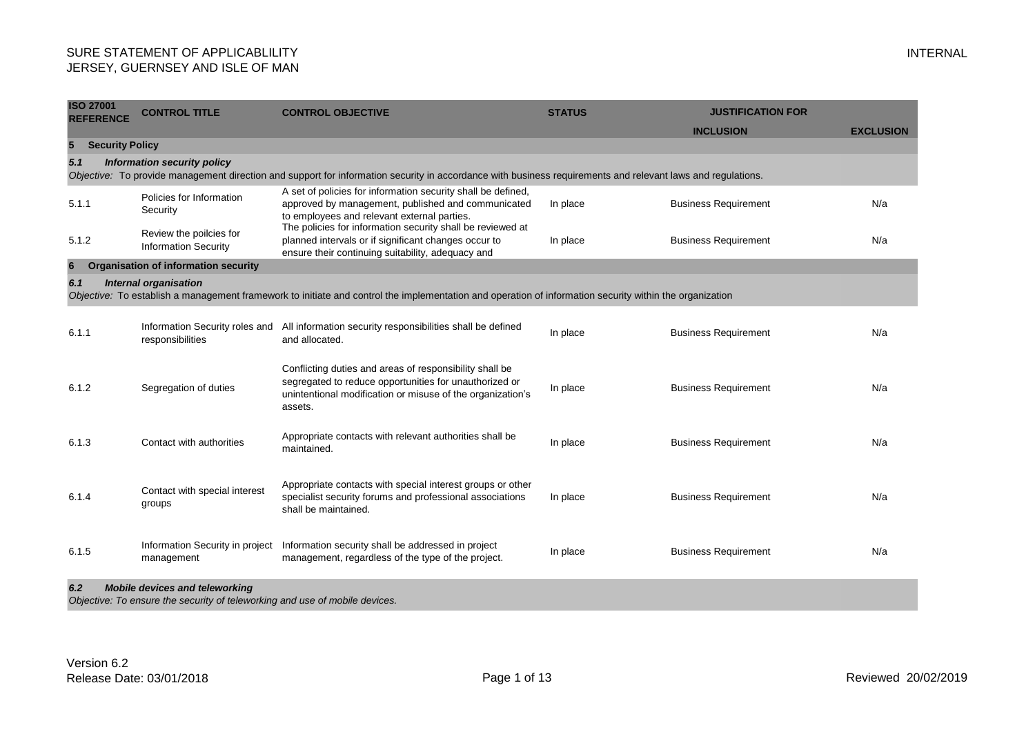# SURE STATEMENT OF APPLICABLILITY
# JERSEY, GUERNSEY AND ISLE OF MAN

INTERNAL

| ISO 27001 REFERENCE | CONTROL TITLE | CONTROL OBJECTIVE | STATUS | JUSTIFICATION FOR INCLUSION | EXCLUSION |
|---|---|---|---|---|---|
| **5 Security Policy** | | | | | |
| ***5.1 Information security policy*** | | | | | |
| *Objective:* To provide management direction and support for information security in accordance with business requirements and relevant laws and regulations. | | | | | |
| 5.1.1 | Policies for Information Security | A set of policies for information security shall be defined, approved by management, published and communicated to employees and relevant external parties. | In place | Business Requirement | N/a |
| 5.1.2 | Review the poilcies for Information Security | The policies for information security shall be reviewed at planned intervals or if significant changes occur to ensure their continuing suitability, adequacy and | In place | Business Requirement | N/a |
| **6 Organisation of information security** | | | | | |
| ***6.1 Internal organisation*** | | | | | |
| *Objective:* To establish a management framework to initiate and control the implementation and operation of information security within the organization | | | | | |
| 6.1.1 | Information Security roles and responsibilities | All information security responsibilities shall be defined and allocated. | In place | Business Requirement | N/a |
| 6.1.2 | Segregation of duties | Conflicting duties and areas of responsibility shall be segregated to reduce opportunities for unauthorized or unintentional modification or misuse of the organization's assets. | In place | Business Requirement | N/a |
| 6.1.3 | Contact with authorities | Appropriate contacts with relevant authorities shall be maintained. | In place | Business Requirement | N/a |
| 6.1.4 | Contact with special interest groups | Appropriate contacts with special interest groups or other specialist security forums and professional associations shall be maintained. | In place | Business Requirement | N/a |
| 6.1.5 | Information Security in project management | Information security shall be addressed in project management, regardless of the type of the project. | In place | Business Requirement | N/a |
| ***6.2 Mobile devices and teleworking*** | | | | | |
| *Objective: To ensure the security of teleworking and use of mobile devices.* | | | | | |

Version 6.2
Release Date: 03/01/2018

Reviewed 20/02/2019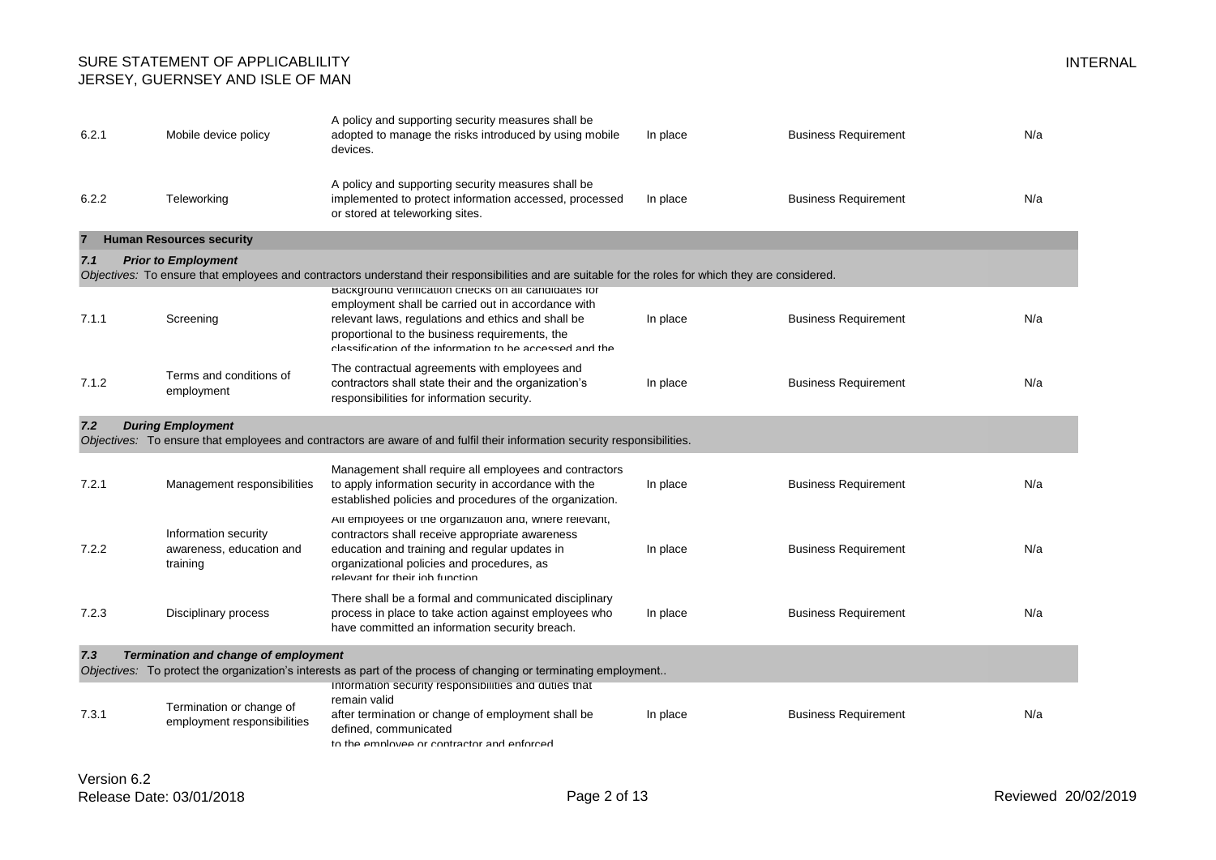| | | | | | |
|---|---|---|---|---|---|
| 6.2.1 | Mobile device policy | A policy and supporting security measures shall be adopted to manage the risks introduced by using mobile devices. | In place | Business Requirement | N/a |
| 6.2.2 | Teleworking | A policy and supporting security measures shall be implemented to protect information accessed, processed or stored at teleworking sites. | In place | Business Requirement | N/a |
| **7** | **Human Resources security** | | | | |
| ***7.1*** | ***Prior to Employment*** | | | | |
| *Objectives:* To ensure that employees and contractors understand their responsibilities and are suitable for the roles for which they are considered. | | | | | |
| 7.1.1 | Screening | Background verification checks on all candidates for employment shall be carried out in accordance with relevant laws, regulations and ethics and shall be proportional to the business requirements, the classification of the information to be accessed and the | In place | Business Requirement | N/a |
| 7.1.2 | Terms and conditions of employment | The contractual agreements with employees and contractors shall state their and the organization's responsibilities for information security. | In place | Business Requirement | N/a |
| ***7.2*** | ***During Employment*** | | | | |
| *Objectives:* To ensure that employees and contractors are aware of and fulfil their information security responsibilities. | | | | | |
| 7.2.1 | Management responsibilities | Management shall require all employees and contractors to apply information security in accordance with the established policies and procedures of the organization. | In place | Business Requirement | N/a |
| 7.2.2 | Information security awareness, education and training | All employees of the organization and, where relevant, contractors shall receive appropriate awareness education and training and regular updates in organizational policies and procedures, as relevant for their job function | In place | Business Requirement | N/a |
| 7.2.3 | Disciplinary process | There shall be a formal and communicated disciplinary process in place to take action against employees who have committed an information security breach. | In place | Business Requirement | N/a |
| ***7.3*** | ***Termination and change of employment*** | | | | |
| *Objectives:* To protect the organization's interests as part of the process of changing or terminating employment.. | | | | | |
| 7.3.1 | Termination or change of employment responsibilities | Information security responsibilities and duties that remain valid after termination or change of employment shall be defined, communicated to the employee or contractor and enforced | In place | Business Requirement | N/a |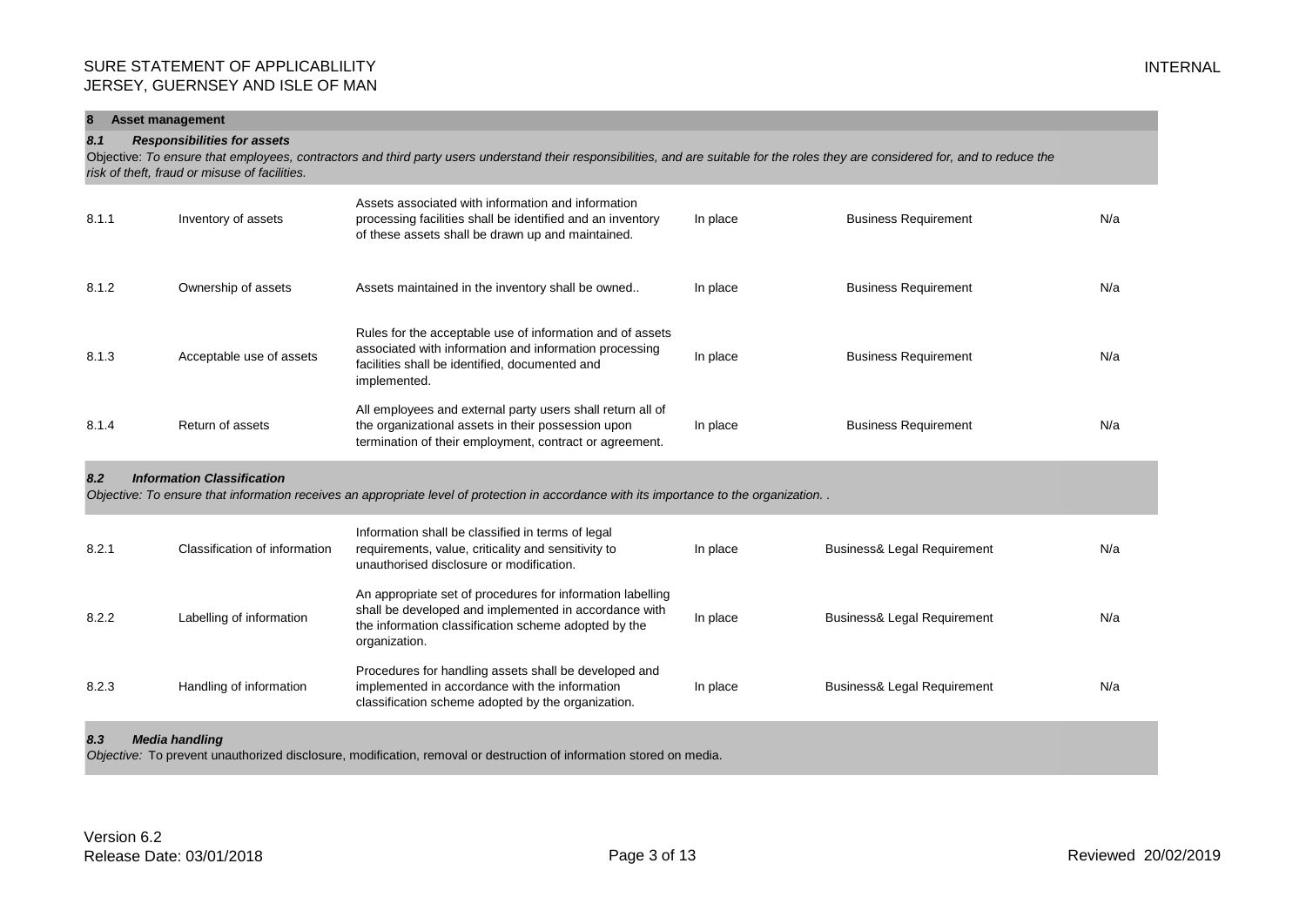## 8 Asset management

### *8.1 Responsibilities for assets*

Objective: *To ensure that employees, contractors and third party users understand their responsibilities, and are suitable for the roles they are considered for, and to reduce the risk of theft, fraud or misuse of facilities.*

| | | | | | |
|---|---|---|---|---|---|
| 8.1.1 | Inventory of assets | Assets associated with information and information processing facilities shall be identified and an inventory of these assets shall be drawn up and maintained. | In place | Business Requirement | N/a |
| 8.1.2 | Ownership of assets | Assets maintained in the inventory shall be owned.. | In place | Business Requirement | N/a |
| 8.1.3 | Acceptable use of assets | Rules for the acceptable use of information and of assets associated with information and information processing facilities shall be identified, documented and implemented. | In place | Business Requirement | N/a |
| 8.1.4 | Return of assets | All employees and external party users shall return all of the organizational assets in their possession upon termination of their employment, contract or agreement. | In place | Business Requirement | N/a |

### *8.2 Information Classification*

*Objective: To ensure that information receives an appropriate level of protection in accordance with its importance to the organization. .*

| | | | | | |
|---|---|---|---|---|---|
| 8.2.1 | Classification of information | Information shall be classified in terms of legal requirements, value, criticality and sensitivity to unauthorised disclosure or modification. | In place | Business& Legal Requirement | N/a |
| 8.2.2 | Labelling of information | An appropriate set of procedures for information labelling shall be developed and implemented in accordance with the information classification scheme adopted by the organization. | In place | Business& Legal Requirement | N/a |
| 8.2.3 | Handling of information | Procedures for handling assets shall be developed and implemented in accordance with the information classification scheme adopted by the organization. | In place | Business& Legal Requirement | N/a |

### *8.3 Media handling*

*Objective:* To prevent unauthorized disclosure, modification, removal or destruction of information stored on media.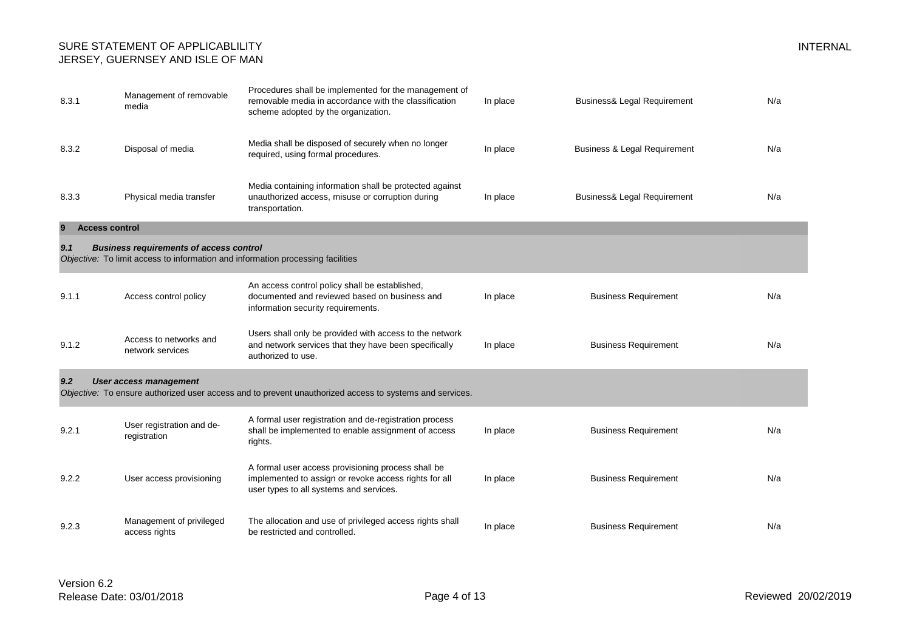| | | | | | |
|---|---|---|---|---|---|
| 8.3.1 | Management of removable media | Procedures shall be implemented for the management of removable media in accordance with the classification scheme adopted by the organization. | In place | Business& Legal Requirement | N/a |
| 8.3.2 | Disposal of media | Media shall be disposed of securely when no longer required, using formal procedures. | In place | Business & Legal Requirement | N/a |
| 8.3.3 | Physical media transfer | Media containing information shall be protected against unauthorized access, misuse or corruption during transportation. | In place | Business& Legal Requirement | N/a |
| **9** | **Access control** | | | | |
| ***9.1*** | ***Business requirements of access control*** | | | | |
| *Objective:* To limit access to information and information processing facilities | | | | | |
| 9.1.1 | Access control policy | An access control policy shall be established, documented and reviewed based on business and information security requirements. | In place | Business Requirement | N/a |
| 9.1.2 | Access to networks and network services | Users shall only be provided with access to the network and network services that they have been specifically authorized to use. | In place | Business Requirement | N/a |
| ***9.2*** | ***User access management*** | | | | |
| *Objective:* To ensure authorized user access and to prevent unauthorized access to systems and services. | | | | | |
| 9.2.1 | User registration and de-registration | A formal user registration and de-registration process shall be implemented to enable assignment of access rights. | In place | Business Requirement | N/a |
| 9.2.2 | User access provisioning | A formal user access provisioning process shall be implemented to assign or revoke access rights for all user types to all systems and services. | In place | Business Requirement | N/a |
| 9.2.3 | Management of privileged access rights | The allocation and use of privileged access rights shall be restricted and controlled. | In place | Business Requirement | N/a |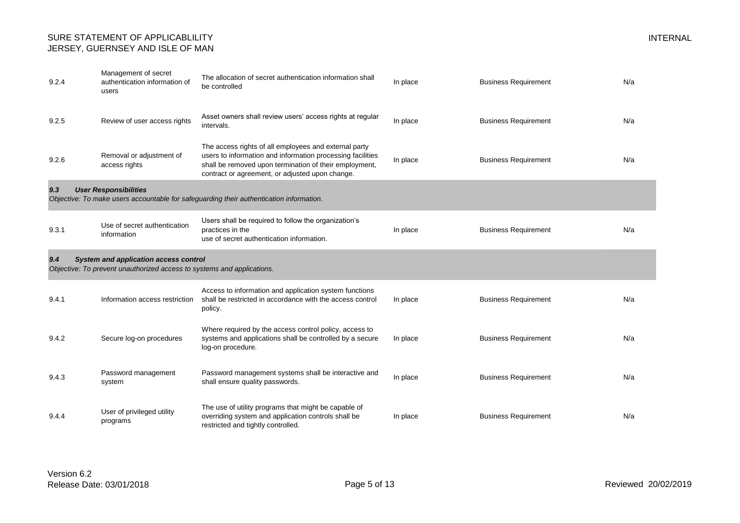| | | | | | |
|---|---|---|---|---|---|
| 9.2.4 | Management of secret authentication information of users | The allocation of secret authentication information shall be controlled | In place | Business Requirement | N/a |
| 9.2.5 | Review of user access rights | Asset owners shall review users' access rights at regular intervals. | In place | Business Requirement | N/a |
| 9.2.6 | Removal or adjustment of access rights | The access rights of all employees and external party users to information and information processing facilities shall be removed upon termination of their employment, contract or agreement, or adjusted upon change. | In place | Business Requirement | N/a |
| ***9.3*** | ***User Responsibilities*** *Objective: To make users accountable for safeguarding their authentication information.* | | | | |
| 9.3.1 | Use of secret authentication information | Users shall be required to follow the organization's practices in the use of secret authentication information. | In place | Business Requirement | N/a |
| ***9.4*** | ***System and application access control*** *Objective: To prevent unauthorized access to systems and applications.* | | | | |
| 9.4.1 | Information access restriction | Access to information and application system functions shall be restricted in accordance with the access control policy. | In place | Business Requirement | N/a |
| 9.4.2 | Secure log-on procedures | Where required by the access control policy, access to systems and applications shall be controlled by a secure log-on procedure. | In place | Business Requirement | N/a |
| 9.4.3 | Password management system | Password management systems shall be interactive and shall ensure quality passwords. | In place | Business Requirement | N/a |
| 9.4.4 | User of privileged utility programs | The use of utility programs that might be capable of overriding system and application controls shall be restricted and tightly controlled. | In place | Business Requirement | N/a |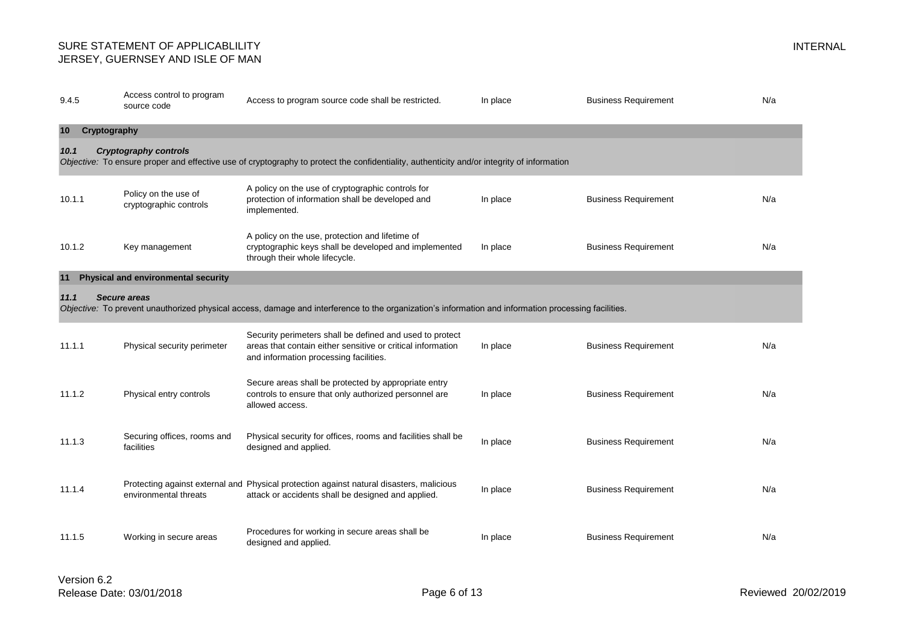| | | | | | |
|---|---|---|---|---|---|
| 9.4.5 | Access control to program source code | Access to program source code shall be restricted. | In place | Business Requirement | N/a |
| **10 Cryptography** | | | | | |
| ***10.1 Cryptography controls*** | | | | | |
| *Objective:* To ensure proper and effective use of cryptography to protect the confidentiality, authenticity and/or integrity of information | | | | | |
| 10.1.1 | Policy on the use of cryptographic controls | A policy on the use of cryptographic controls for protection of information shall be developed and implemented. | In place | Business Requirement | N/a |
| 10.1.2 | Key management | A policy on the use, protection and lifetime of cryptographic keys shall be developed and implemented through their whole lifecycle. | In place | Business Requirement | N/a |
| **11 Physical and environmental security** | | | | | |
| ***11.1 Secure areas*** | | | | | |
| *Objective:* To prevent unauthorized physical access, damage and interference to the organization's information and information processing facilities. | | | | | |
| 11.1.1 | Physical security perimeter | Security perimeters shall be defined and used to protect areas that contain either sensitive or critical information and information processing facilities. | In place | Business Requirement | N/a |
| 11.1.2 | Physical entry controls | Secure areas shall be protected by appropriate entry controls to ensure that only authorized personnel are allowed access. | In place | Business Requirement | N/a |
| 11.1.3 | Securing offices, rooms and facilities | Physical security for offices, rooms and facilities shall be designed and applied. | In place | Business Requirement | N/a |
| 11.1.4 | Protecting against external and environmental threats | Physical protection against natural disasters, malicious attack or accidents shall be designed and applied. | In place | Business Requirement | N/a |
| 11.1.5 | Working in secure areas | Procedures for working in secure areas shall be designed and applied. | In place | Business Requirement | N/a |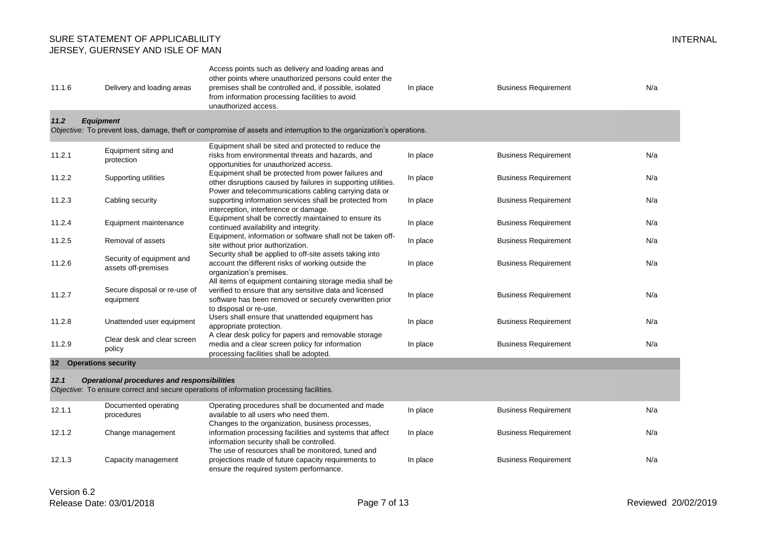| | | | | | |
|---|---|---|---|---|---|
| 11.1.6 | Delivery and loading areas | Access points such as delivery and loading areas and other points where unauthorized persons could enter the premises shall be controlled and, if possible, isolated from information processing facilities to avoid unauthorized access. | In place | Business Requirement | N/a |
| ***11.2 Equipment*** *Objective:* To prevent loss, damage, theft or compromise of assets and interruption to the organization's operations. | | | | | |
| 11.2.1 | Equipment siting and protection | Equipment shall be sited and protected to reduce the risks from environmental threats and hazards, and opportunities for unauthorized access. | In place | Business Requirement | N/a |
| 11.2.2 | Supporting utilities | Equipment shall be protected from power failures and other disruptions caused by failures in supporting utilities. | In place | Business Requirement | N/a |
| 11.2.3 | Cabling security | Power and telecommunications cabling carrying data or supporting information services shall be protected from interception, interference or damage. | In place | Business Requirement | N/a |
| 11.2.4 | Equipment maintenance | Equipment shall be correctly maintained to ensure its continued availability and integrity. | In place | Business Requirement | N/a |
| 11.2.5 | Removal of assets | Equipment, information or software shall not be taken off-site without prior authorization. | In place | Business Requirement | N/a |
| 11.2.6 | Security of equipment and assets off-premises | Security shall be applied to off-site assets taking into account the different risks of working outside the organization's premises. | In place | Business Requirement | N/a |
| 11.2.7 | Secure disposal or re-use of equipment | All items of equipment containing storage media shall be verified to ensure that any sensitive data and licensed software has been removed or securely overwritten prior to disposal or re-use. | In place | Business Requirement | N/a |
| 11.2.8 | Unattended user equipment | Users shall ensure that unattended equipment has appropriate protection. | In place | Business Requirement | N/a |
| 11.2.9 | Clear desk and clear screen policy | A clear desk policy for papers and removable storage media and a clear screen policy for information processing facilities shall be adopted. | In place | Business Requirement | N/a |
| **12 Operations security** | | | | | |
| ***12.1 Operational procedures and responsibilities*** *Objective:* To ensure correct and secure operations of information processing facilities. | | | | | |
| 12.1.1 | Documented operating procedures | Operating procedures shall be documented and made available to all users who need them. | In place | Business Requirement | N/a |
| 12.1.2 | Change management | Changes to the organization, business processes, information processing facilities and systems that affect information security shall be controlled. | In place | Business Requirement | N/a |
| 12.1.3 | Capacity management | The use of resources shall be monitored, tuned and projections made of future capacity requirements to ensure the required system performance. | In place | Business Requirement | N/a |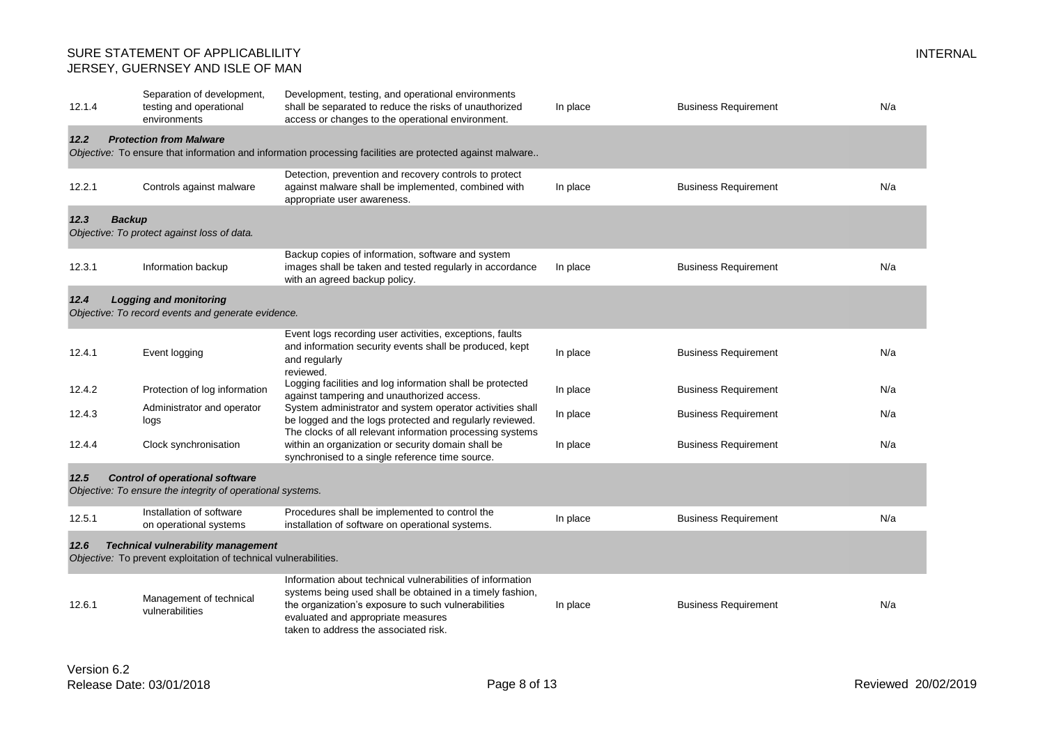| | | | | | |
|---|---|---|---|---|---|
| 12.1.4 | Separation of development, testing and operational environments | Development, testing, and operational environments shall be separated to reduce the risks of unauthorized access or changes to the operational environment. | In place | Business Requirement | N/a |
| ***12.2 Protection from Malware*** <br> *Objective:* To ensure that information and information processing facilities are protected against malware.. | | | | | |
| 12.2.1 | Controls against malware | Detection, prevention and recovery controls to protect against malware shall be implemented, combined with appropriate user awareness. | In place | Business Requirement | N/a |
| ***12.3 Backup*** <br> *Objective: To protect against loss of data.* | | | | | |
| 12.3.1 | Information backup | Backup copies of information, software and system images shall be taken and tested regularly in accordance with an agreed backup policy. | In place | Business Requirement | N/a |
| ***12.4 Logging and monitoring*** <br> *Objective: To record events and generate evidence.* | | | | | |
| 12.4.1 | Event logging | Event logs recording user activities, exceptions, faults and information security events shall be produced, kept and regularly reviewed. | In place | Business Requirement | N/a |
| 12.4.2 | Protection of log information | Logging facilities and log information shall be protected against tampering and unauthorized access. | In place | Business Requirement | N/a |
| 12.4.3 | Administrator and operator logs | System administrator and system operator activities shall be logged and the logs protected and regularly reviewed. | In place | Business Requirement | N/a |
| 12.4.4 | Clock synchronisation | The clocks of all relevant information processing systems within an organization or security domain shall be synchronised to a single reference time source. | In place | Business Requirement | N/a |
| ***12.5 Control of operational software*** <br> *Objective: To ensure the integrity of operational systems.* | | | | | |
| 12.5.1 | Installation of software on operational systems | Procedures shall be implemented to control the installation of software on operational systems. | In place | Business Requirement | N/a |
| ***12.6 Technical vulnerability management*** <br> *Objective:* To prevent exploitation of technical vulnerabilities. | | | | | |
| 12.6.1 | Management of technical vulnerabilities | Information about technical vulnerabilities of information systems being used shall be obtained in a timely fashion, the organization's exposure to such vulnerabilities evaluated and appropriate measures taken to address the associated risk. | In place | Business Requirement | N/a |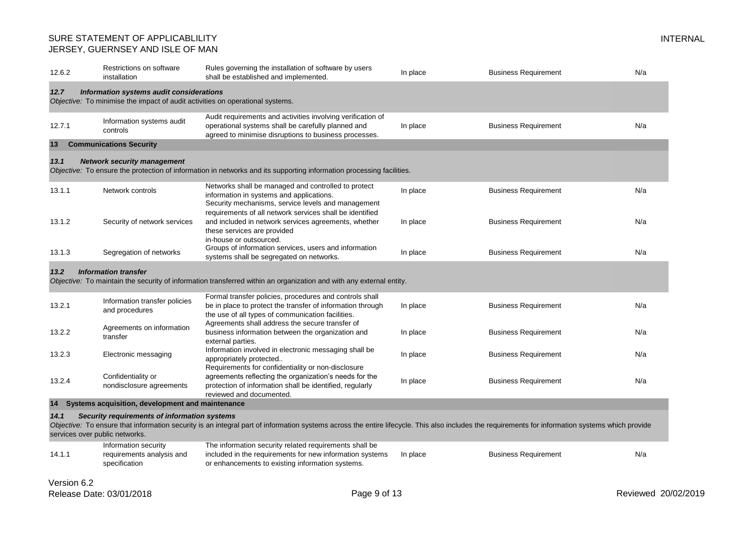| | | | | | |
|---|---|---|---|---|---|
| 12.6.2 | Restrictions on software installation | Rules governing the installation of software by users shall be established and implemented. | In place | Business Requirement | N/a |
| ***12.7*** | ***Information systems audit considerations*** *Objective:* To minimise the impact of audit activities on operational systems. | | | | |
| 12.7.1 | Information systems audit controls | Audit requirements and activities involving verification of operational systems shall be carefully planned and agreed to minimise disruptions to business processes. | In place | Business Requirement | N/a |
| **13** | **Communications Security** | | | | |
| ***13.1*** | ***Network security management*** *Objective:* To ensure the protection of information in networks and its supporting information processing facilities. | | | | |
| 13.1.1 | Network controls | Networks shall be managed and controlled to protect information in systems and applications. | In place | Business Requirement | N/a |
| 13.1.2 | Security of network services | Security mechanisms, service levels and management requirements of all network services shall be identified and included in network services agreements, whether these services are provided in-house or outsourced. | In place | Business Requirement | N/a |
| 13.1.3 | Segregation of networks | Groups of information services, users and information systems shall be segregated on networks. | In place | Business Requirement | N/a |
| ***13.2*** | ***Information transfer*** *Objective:* To maintain the security of information transferred within an organization and with any external entity. | | | | |
| 13.2.1 | Information transfer policies and procedures | Formal transfer policies, procedures and controls shall be in place to protect the transfer of information through the use of all types of communication facilities. | In place | Business Requirement | N/a |
| 13.2.2 | Agreements on information transfer | Agreements shall address the secure transfer of business information between the organization and external parties. | In place | Business Requirement | N/a |
| 13.2.3 | Electronic messaging | Information involved in electronic messaging shall be appropriately protected.. | In place | Business Requirement | N/a |
| 13.2.4 | Confidentiality or nondisclosure agreements | Requirements for confidentiality or non-disclosure agreements reflecting the organization's needs for the protection of information shall be identified, regularly reviewed and documented. | In place | Business Requirement | N/a |
| **14** | **Systems acquisition, development and maintenance** | | | | |
| ***14.1*** | ***Security requirements of information systems*** *Objective:* To ensure that information security is an integral part of information systems across the entire lifecycle. This also includes the requirements for information systems which provide services over public networks. | | | | |
| 14.1.1 | Information security requirements analysis and specification | The information security related requirements shall be included in the requirements for new information systems or enhancements to existing information systems. | In place | Business Requirement | N/a |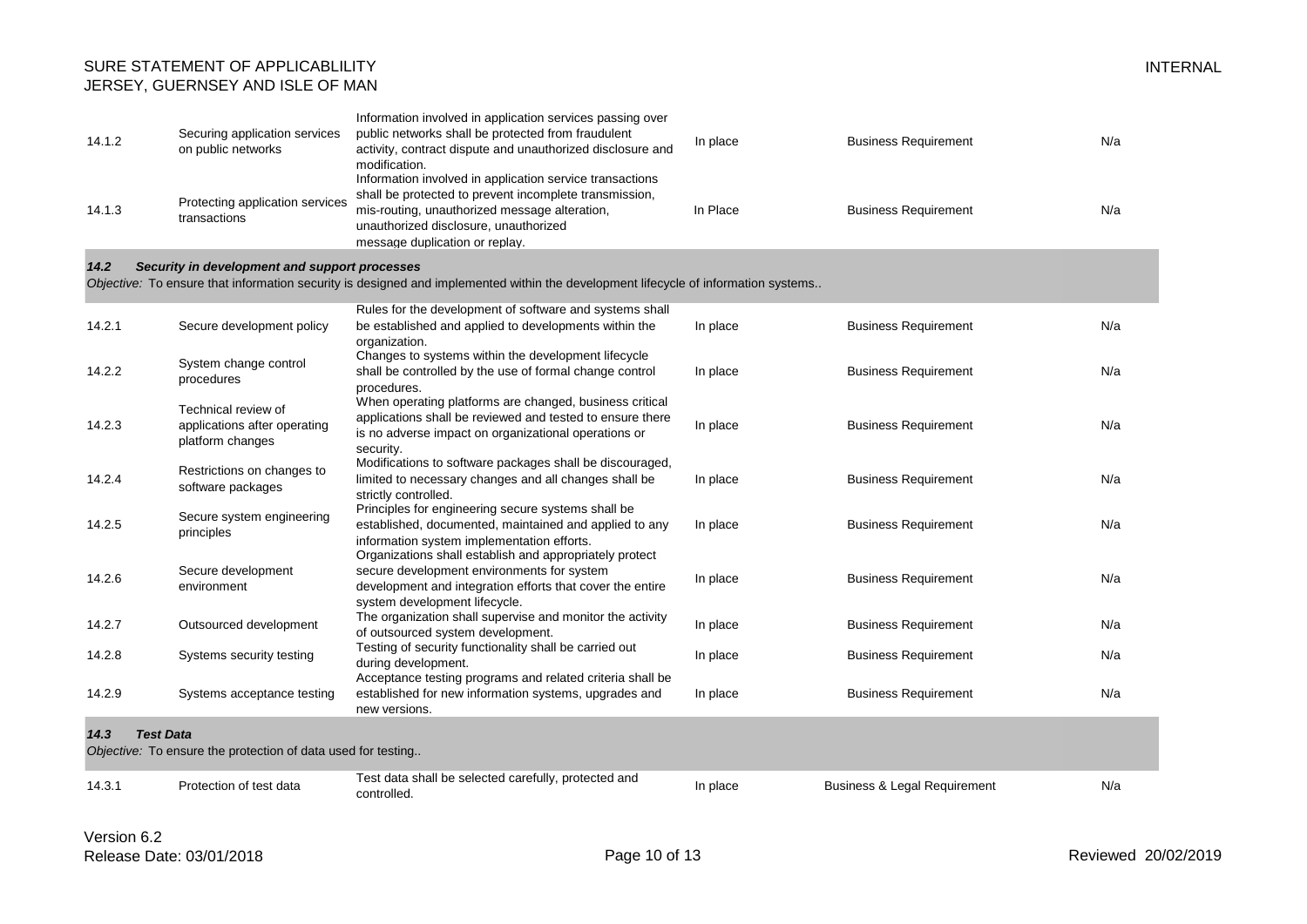| | | | | | |
|---|---|---|---|---|---|
| 14.1.2 | Securing application services on public networks | Information involved in application services passing over public networks shall be protected from fraudulent activity, contract dispute and unauthorized disclosure and modification. | In place | Business Requirement | N/a |
| 14.1.3 | Protecting application services transactions | Information involved in application service transactions shall be protected to prevent incomplete transmission, mis-routing, unauthorized message alteration, unauthorized disclosure, unauthorized message duplication or replay. | In Place | Business Requirement | N/a |
| ***14.2*** | ***Security in development and support processes*** *Objective:* To ensure that information security is designed and implemented within the development lifecycle of information systems.. | | | | |
| 14.2.1 | Secure development policy | Rules for the development of software and systems shall be established and applied to developments within the organization. | In place | Business Requirement | N/a |
| 14.2.2 | System change control procedures | Changes to systems within the development lifecycle shall be controlled by the use of formal change control procedures. | In place | Business Requirement | N/a |
| 14.2.3 | Technical review of applications after operating platform changes | When operating platforms are changed, business critical applications shall be reviewed and tested to ensure there is no adverse impact on organizational operations or security. | In place | Business Requirement | N/a |
| 14.2.4 | Restrictions on changes to software packages | Modifications to software packages shall be discouraged, limited to necessary changes and all changes shall be strictly controlled. | In place | Business Requirement | N/a |
| 14.2.5 | Secure system engineering principles | Principles for engineering secure systems shall be established, documented, maintained and applied to any information system implementation efforts. | In place | Business Requirement | N/a |
| 14.2.6 | Secure development environment | Organizations shall establish and appropriately protect secure development environments for system development and integration efforts that cover the entire system development lifecycle. | In place | Business Requirement | N/a |
| 14.2.7 | Outsourced development | The organization shall supervise and monitor the activity of outsourced system development. | In place | Business Requirement | N/a |
| 14.2.8 | Systems security testing | Testing of security functionality shall be carried out during development. | In place | Business Requirement | N/a |
| 14.2.9 | Systems acceptance testing | Acceptance testing programs and related criteria shall be established for new information systems, upgrades and new versions. | In place | Business Requirement | N/a |
| ***14.3*** | ***Test Data*** *Objective:* To ensure the protection of data used for testing.. | | | | |
| 14.3.1 | Protection of test data | Test data shall be selected carefully, protected and controlled. | In place | Business & Legal Requirement | N/a |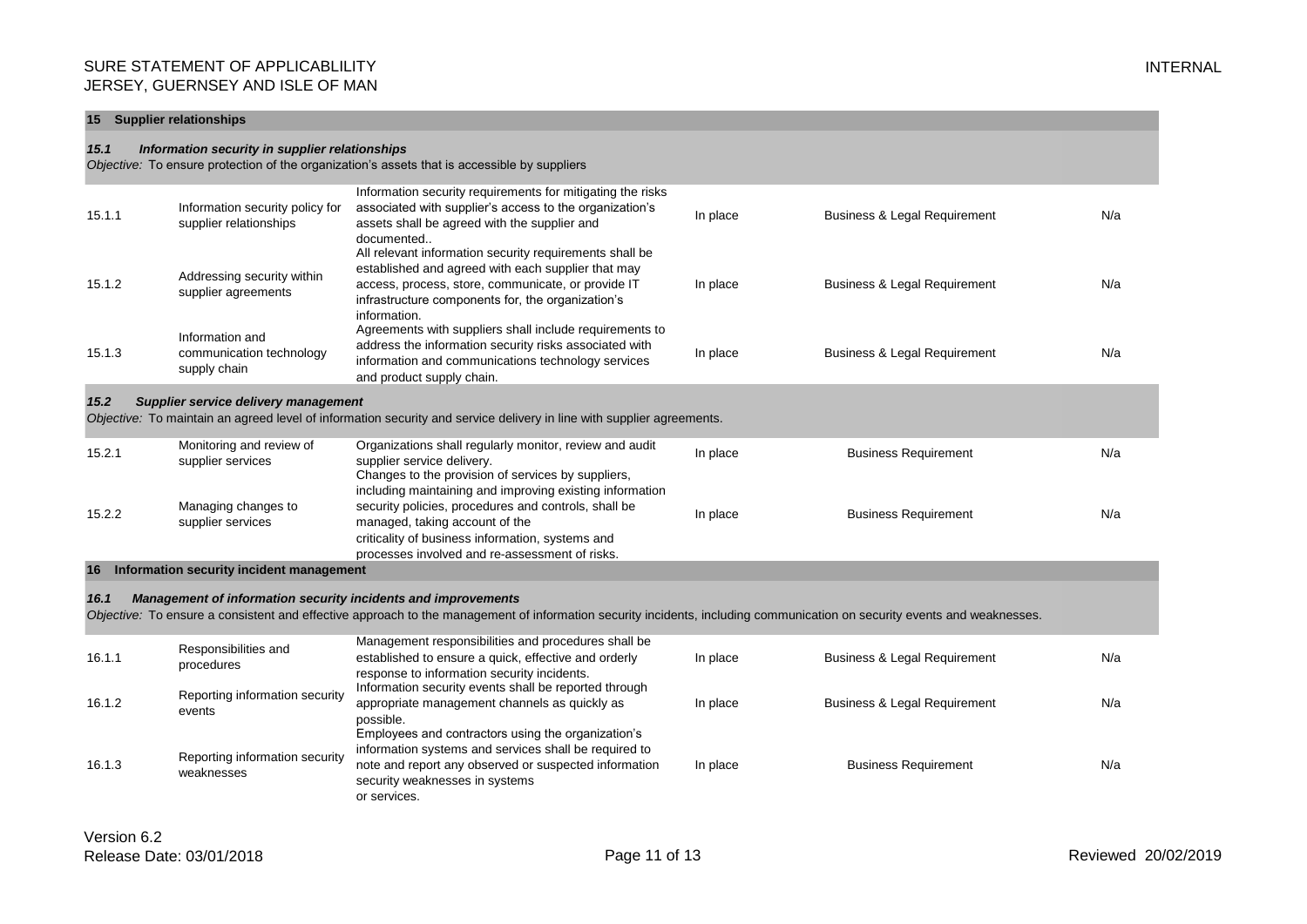## 15 Supplier relationships

### *15.1 Information security in supplier relationships*

*Objective:* To ensure protection of the organization's assets that is accessible by suppliers

| | | | | | |
|---|---|---|---|---|---|
| 15.1.1 | Information security policy for supplier relationships | Information security requirements for mitigating the risks associated with supplier's access to the organization's assets shall be agreed with the supplier and documented.. | In place | Business & Legal Requirement | N/a |
| 15.1.2 | Addressing security within supplier agreements | All relevant information security requirements shall be established and agreed with each supplier that may access, process, store, communicate, or provide IT infrastructure components for, the organization's information. | In place | Business & Legal Requirement | N/a |
| 15.1.3 | Information and communication technology supply chain | Agreements with suppliers shall include requirements to address the information security risks associated with information and communications technology services and product supply chain. | In place | Business & Legal Requirement | N/a |

### *15.2 Supplier service delivery management*

*Objective:* To maintain an agreed level of information security and service delivery in line with supplier agreements.

| | | | | | |
|---|---|---|---|---|---|
| 15.2.1 | Monitoring and review of supplier services | Organizations shall regularly monitor, review and audit supplier service delivery. | In place | Business Requirement | N/a |
| 15.2.2 | Managing changes to supplier services | Changes to the provision of services by suppliers, including maintaining and improving existing information security policies, procedures and controls, shall be managed, taking account of the criticality of business information, systems and processes involved and re-assessment of risks. | In place | Business Requirement | N/a |

## 16 Information security incident management

### *16.1 Management of information security incidents and improvements*

*Objective:* To ensure a consistent and effective approach to the management of information security incidents, including communication on security events and weaknesses.

| | | | | | |
|---|---|---|---|---|---|
| 16.1.1 | Responsibilities and procedures | Management responsibilities and procedures shall be established to ensure a quick, effective and orderly response to information security incidents. | In place | Business & Legal Requirement | N/a |
| 16.1.2 | Reporting information security events | Information security events shall be reported through appropriate management channels as quickly as possible. | In place | Business & Legal Requirement | N/a |
| 16.1.3 | Reporting information security weaknesses | Employees and contractors using the organization's information systems and services shall be required to note and report any observed or suspected information security weaknesses in systems or services. | In place | Business Requirement | N/a |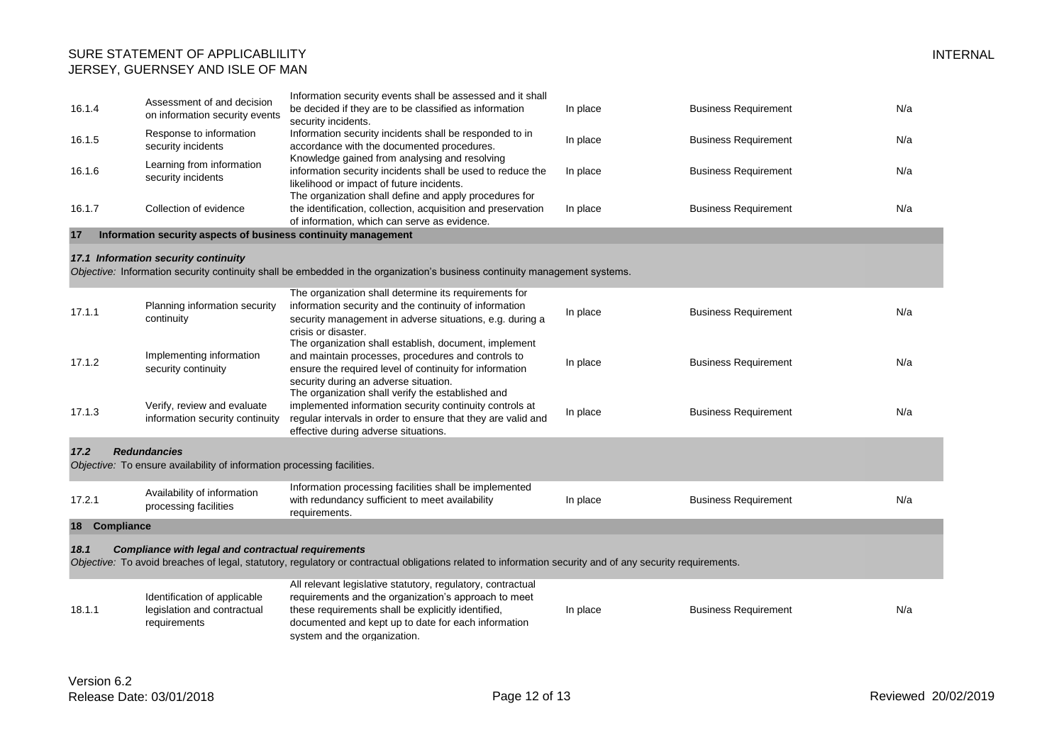| | | | | | |
|---|---|---|---|---|---|
| 16.1.4 | Assessment of and decision on information security events | Information security events shall be assessed and it shall be decided if they are to be classified as information security incidents. | In place | Business Requirement | N/a |
| 16.1.5 | Response to information security incidents | Information security incidents shall be responded to in accordance with the documented procedures. | In place | Business Requirement | N/a |
| 16.1.6 | Learning from information security incidents | Knowledge gained from analysing and resolving information security incidents shall be used to reduce the likelihood or impact of future incidents. | In place | Business Requirement | N/a |
| 16.1.7 | Collection of evidence | The organization shall define and apply procedures for the identification, collection, acquisition and preservation of information, which can serve as evidence. | In place | Business Requirement | N/a |
| **17** | **Information security aspects of business continuity management** | | | | |
| ***17.1*** | ***Information security continuity*** *Objective:* Information security continuity shall be embedded in the organization's business continuity management systems. | | | | |
| 17.1.1 | Planning information security continuity | The organization shall determine its requirements for information security and the continuity of information security management in adverse situations, e.g. during a crisis or disaster. | In place | Business Requirement | N/a |
| 17.1.2 | Implementing information security continuity | The organization shall establish, document, implement and maintain processes, procedures and controls to ensure the required level of continuity for information security during an adverse situation. | In place | Business Requirement | N/a |
| 17.1.3 | Verify, review and evaluate information security continuity | The organization shall verify the established and implemented information security continuity controls at regular intervals in order to ensure that they are valid and effective during adverse situations. | In place | Business Requirement | N/a |
| ***17.2*** | ***Redundancies*** *Objective:* To ensure availability of information processing facilities. | | | | |
| 17.2.1 | Availability of information processing facilities | Information processing facilities shall be implemented with redundancy sufficient to meet availability requirements. | In place | Business Requirement | N/a |
| **18** | **Compliance** | | | | |
| ***18.1*** | ***Compliance with legal and contractual requirements*** *Objective:* To avoid breaches of legal, statutory, regulatory or contractual obligations related to information security and of any security requirements. | | | | |
| 18.1.1 | Identification of applicable legislation and contractual requirements | All relevant legislative statutory, regulatory, contractual requirements and the organization's approach to meet these requirements shall be explicitly identified, documented and kept up to date for each information system and the organization. | In place | Business Requirement | N/a |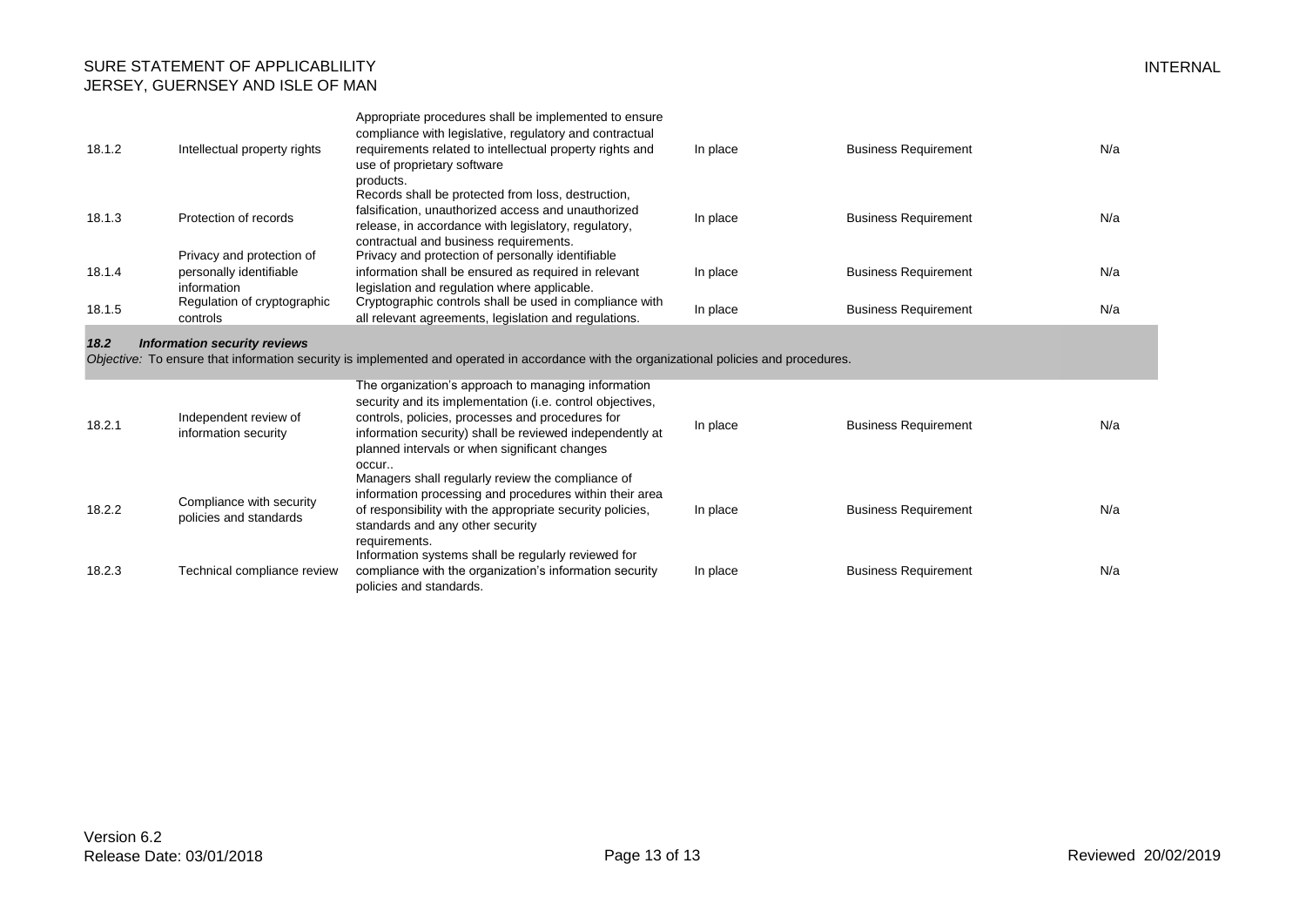| | | | | | |
|---|---|---|---|---|---|
| 18.1.2 | Intellectual property rights | Appropriate procedures shall be implemented to ensure compliance with legislative, regulatory and contractual requirements related to intellectual property rights and use of proprietary software products. | In place | Business Requirement | N/a |
| 18.1.3 | Protection of records | Records shall be protected from loss, destruction, falsification, unauthorized access and unauthorized release, in accordance with legislatory, regulatory, contractual and business requirements. | In place | Business Requirement | N/a |
| 18.1.4 | Privacy and protection of personally identifiable information | Privacy and protection of personally identifiable information shall be ensured as required in relevant legislation and regulation where applicable. | In place | Business Requirement | N/a |
| 18.1.5 | Regulation of cryptographic controls | Cryptographic controls shall be used in compliance with all relevant agreements, legislation and regulations. | In place | Business Requirement | N/a |
| ***18.2*** | ***Information security reviews*** | | | | |
| *Objective:* To ensure that information security is implemented and operated in accordance with the organizational policies and procedures. | | | | | |
| 18.2.1 | Independent review of information security | The organization's approach to managing information security and its implementation (i.e. control objectives, controls, policies, processes and procedures for information security) shall be reviewed independently at planned intervals or when significant changes occur.. | In place | Business Requirement | N/a |
| 18.2.2 | Compliance with security policies and standards | Managers shall regularly review the compliance of information processing and procedures within their area of responsibility with the appropriate security policies, standards and any other security requirements. | In place | Business Requirement | N/a |
| 18.2.3 | Technical compliance review | Information systems shall be regularly reviewed for compliance with the organization's information security policies and standards. | In place | Business Requirement | N/a |